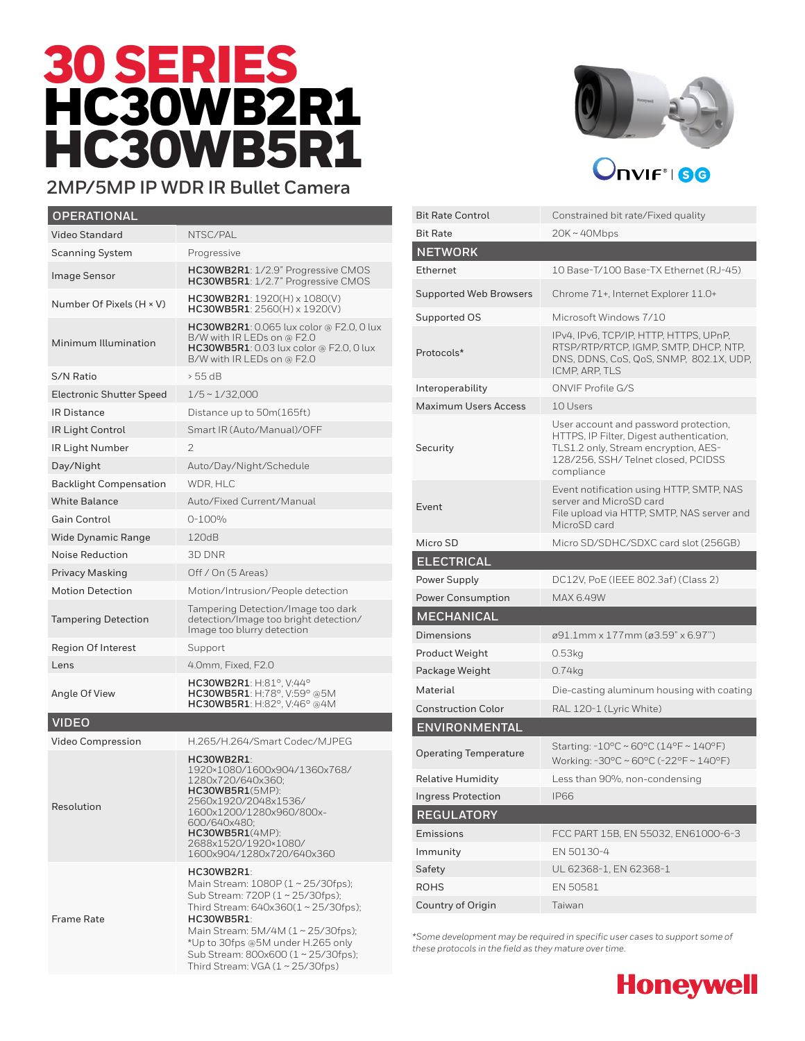# 30 SERIES
# HC30WB2R1
# HC30WB5R1

## 2MP/5MP IP WDR IR Bullet Camera

| OPERATIONAL | |
|---|---|
| Video Standard | NTSC/PAL |
| Scanning System | Progressive |
| Image Sensor | **HC30WB2R1**: 1/2.9" Progressive CMOS<br>**HC30WB5R1**: 1/2.7" Progressive CMOS |
| Number Of Pixels (H × V) | **HC30WB2R1**: 1920(H) x 1080(V)<br>**HC30WB5R1**: 2560(H) x 1920(V) |
| Minimum Illumination | **HC30WB2R1**: 0.065 lux color @ F2.0, 0 lux B/W with IR LEDs on @ F2.0<br>**HC30WB5R1**: 0.03 lux color @ F2.0, 0 lux B/W with IR LEDs on @ F2.0 |
| S/N Ratio | > 55 dB |
| Electronic Shutter Speed | 1/5 ~ 1/32,000 |
| IR Distance | Distance up to 50m(165ft) |
| IR Light Control | Smart IR (Auto/Manual)/OFF |
| IR Light Number | 2 |
| Day/Night | Auto/Day/Night/Schedule |
| Backlight Compensation | WDR, HLC |
| White Balance | Auto/Fixed Current/Manual |
| Gain Control | 0-100% |
| Wide Dynamic Range | 120dB |
| Noise Reduction | 3D DNR |
| Privacy Masking | Off / On (5 Areas) |
| Motion Detection | Motion/Intrusion/People detection |
| Tampering Detection | Tampering Detection/Image too dark detection/Image too bright detection/ Image too blurry detection |
| Region Of Interest | Support |
| Lens | 4.0mm, Fixed, F2.0 |
| Angle Of View | **HC30WB2R1**: H:81°, V:44°<br>**HC30WB5R1**: H:78°, V:59° @5M<br>**HC30WB5R1**: H:82°, V:46° @4M |

| VIDEO | |
|---|---|
| Video Compression | H.265/H.264/Smart Codec/MJPEG |
| Resolution | **HC30WB2R1**:<br>1920×1080/1600x904/1360x768/ 1280x720/640x360;<br>**HC30WB5R1**(5MP):<br>2560x1920/2048x1536/ 1600x1200/1280x960/800x-600/640x480;<br>**HC30WB5R1**(4MP):<br>2688x1520/1920×1080/ 1600x904/1280x720/640x360 |
| Frame Rate | **HC30WB2R1**:<br>Main Stream: 1080P (1 ~ 25/30fps);<br>Sub Stream: 720P (1 ~ 25/30fps);<br>Third Stream: 640x360(1 ~ 25/30fps);<br>**HC30WB5R1**:<br>Main Stream: 5M/4M (1 ~ 25/30fps);<br>*Up to 30fps @5M under H.265 only<br>Sub Stream: 800x600 (1 ~ 25/30fps);<br>Third Stream: VGA (1 ~ 25/30fps) |
| Bit Rate Control | Constrained bit rate/Fixed quality |
| Bit Rate | 20K ~ 40Mbps |

| NETWORK | |
|---|---|
| Ethernet | 10 Base-T/100 Base-TX Ethernet (RJ-45) |
| Supported Web Browsers | Chrome 71+, Internet Explorer 11.0+ |
| Supported OS | Microsoft Windows 7/10 |
| Protocols* | IPv4, IPv6, TCP/IP, HTTP, HTTPS, UPnP, RTSP/RTP/RTCP, IGMP, SMTP, DHCP, NTP, DNS, DDNS, CoS, QoS, SNMP, 802.1X, UDP, ICMP, ARP, TLS |
| Interoperability | ONVIF Profile G/S |
| Maximum Users Access | 10 Users |
| Security | User account and password protection, HTTPS, IP Filter, Digest authentication, TLS1.2 only, Stream encryption, AES-128/256, SSH/ Telnet closed, PCIDSS compliance |
| Event | Event notification using HTTP, SMTP, NAS server and MicroSD card<br>File upload via HTTP, SMTP, NAS server and MicroSD card |
| Micro SD | Micro SD/SDHC/SDXC card slot (256GB) |

| ELECTRICAL | |
|---|---|
| Power Supply | DC12V, PoE (IEEE 802.3af) (Class 2) |
| Power Consumption | MAX 6.49W |

| MECHANICAL | |
|---|---|
| Dimensions | ø91.1mm x 177mm (ø3.59" x 6.97") |
| Product Weight | 0.53kg |
| Package Weight | 0.74kg |
| Material | Die-casting aluminum housing with coating |
| Construction Color | RAL 120-1 (Lyric White) |

| ENVIRONMENTAL | |
|---|---|
| Operating Temperature | Starting: -10°C ~ 60°C (14°F ~ 140°F)<br>Working: -30°C ~ 60°C (-22°F ~ 140°F) |
| Relative Humidity | Less than 90%, non-condensing |
| Ingress Protection | IP66 |

| REGULATORY | |
|---|---|
| Emissions | FCC PART 15B, EN 55032, EN61000-6-3 |
| Immunity | EN 50130-4 |
| Safety | UL 62368-1, EN 62368-1 |
| ROHS | EN 50581 |
| Country of Origin | Taiwan |

*Some development may be required in specific user cases to support some of these protocols in the field as they mature over time.*

Honeywell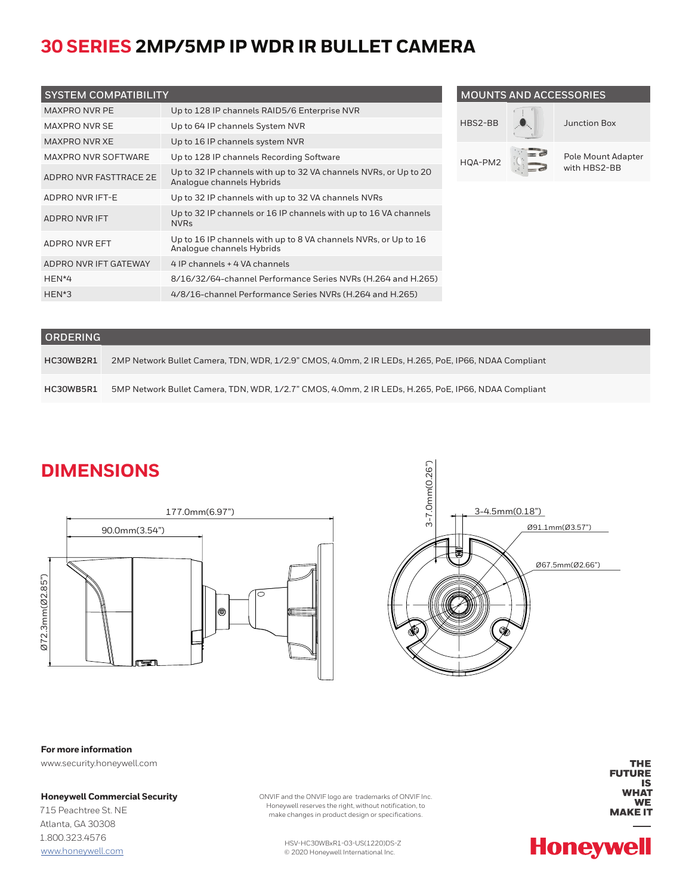# 30 SERIES 2MP/5MP IP WDR IR BULLET CAMERA

## SYSTEM COMPATIBILITY

| | |
|---|---|
| MAXPRO NVR PE | Up to 128 IP channels RAID5/6 Enterprise NVR |
| MAXPRO NVR SE | Up to 64 IP channels System NVR |
| MAXPRO NVR XE | Up to 16 IP channels system NVR |
| MAXPRO NVR SOFTWARE | Up to 128 IP channels Recording Software |
| ADPRO NVR FASTTRACE 2E | Up to 32 IP channels with up to 32 VA channels NVRs, or Up to 20 Analogue channels Hybrids |
| ADPRO NVR IFT-E | Up to 32 IP channels with up to 32 VA channels NVRs |
| ADPRO NVR IFT | Up to 32 IP channels or 16 IP channels with up to 16 VA channels NVRs |
| ADPRO NVR EFT | Up to 16 IP channels with up to 8 VA channels NVRs, or Up to 16 Analogue channels Hybrids |
| ADPRO NVR IFT GATEWAY | 4 IP channels + 4 VA channels |
| HEN*4 | 8/16/32/64-channel Performance Series NVRs (H.264 and H.265) |
| HEN*3 | 4/8/16-channel Performance Series NVRs (H.264 and H.265) |

## MOUNTS AND ACCESSORIES

| | |
|---|---|
| HBS2-BB | Junction Box |
| HQA-PM2 | Pole Mount Adapter with HBS2-BB |

## ORDERING

| | |
|---|---|
| **HC30WB2R1** | 2MP Network Bullet Camera, TDN, WDR, 1/2.9" CMOS, 4.0mm, 2 IR LEDs, H.265, PoE, IP66, NDAA Compliant |
| **HC30WB5R1** | 5MP Network Bullet Camera, TDN, WDR, 1/2.7" CMOS, 4.0mm, 2 IR LEDs, H.265, PoE, IP66, NDAA Compliant |

## DIMENSIONS

177.0mm(6.97")

90.0mm(3.54")

Ø72.3mm(Ø2.85")

3-7.0mm(0.26")

3-4.5mm(0.18")

Ø91.1mm(Ø3.57")

Ø67.5mm(Ø2.66")

**For more information**

www.security.honeywell.com

**Honeywell Commercial Security**

715 Peachtree St. NE

Atlanta, GA 30308

1.800.323.4576

www.honeywell.com

ONVIF and the ONVIF logo are trademarks of ONVIF Inc. Honeywell reserves the right, without notification, to make changes in product design or specifications.

HSV-HC30WBxR1-03-US(1220)DS-Z

© 2020 Honeywell International Inc.

THE FUTURE IS WHAT WE MAKE IT

Honeywell